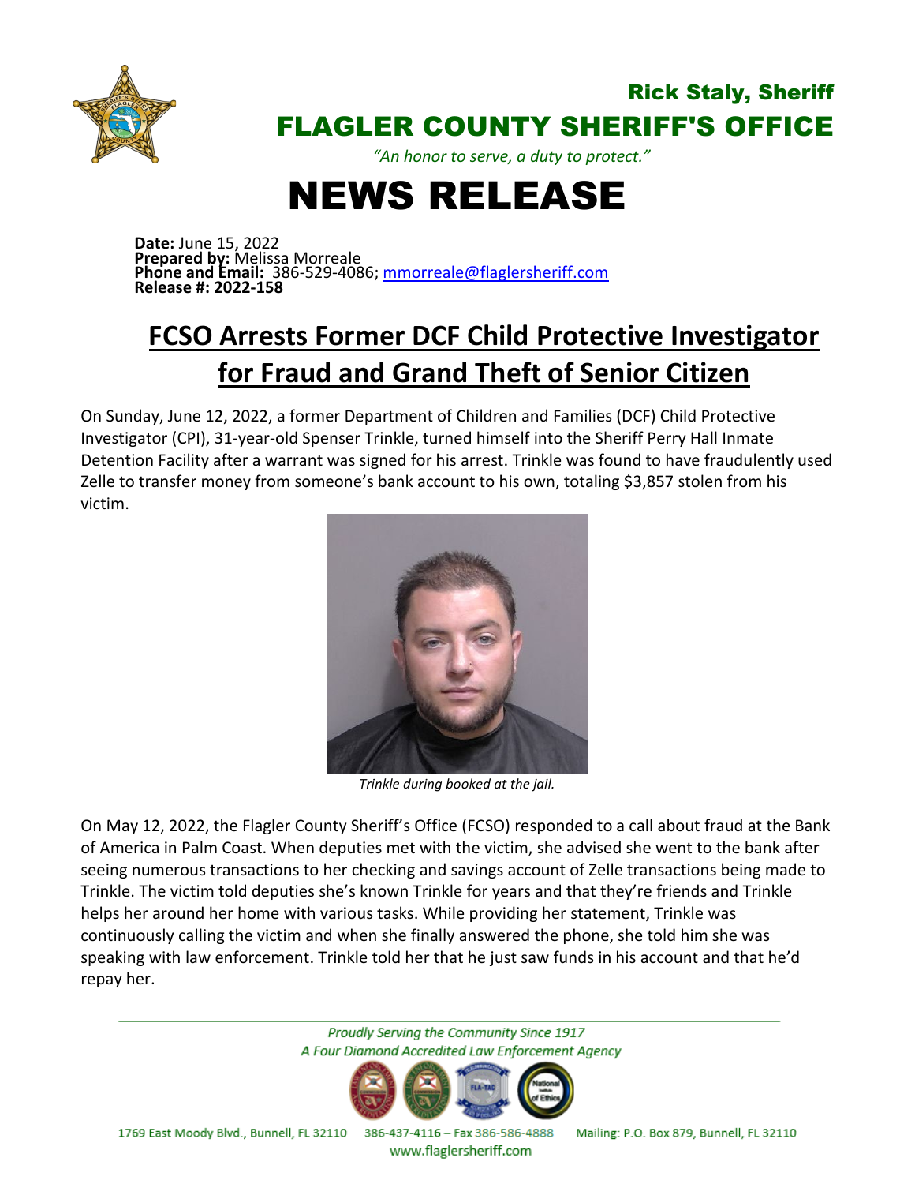Rick Staly, Sheriff

# FLAGLER COUNTY SHERIFF'S OFFICE

*"An honor to serve, a duty to protect."*

# NEWS RELEASE

**Date:** June 15, 2022
**Prepared by:** Melissa Morreale
**Phone and Email:** 386-529-4086; mmorreale@flaglersheriff.com
**Release #: 2022-158**

## FCSO Arrests Former DCF Child Protective Investigator for Fraud and Grand Theft of Senior Citizen

On Sunday, June 12, 2022, a former Department of Children and Families (DCF) Child Protective Investigator (CPI), 31-year-old Spenser Trinkle, turned himself into the Sheriff Perry Hall Inmate Detention Facility after a warrant was signed for his arrest. Trinkle was found to have fraudulently used Zelle to transfer money from someone's bank account to his own, totaling $3,857 stolen from his victim.

*Trinkle during booked at the jail.*

On May 12, 2022, the Flagler County Sheriff's Office (FCSO) responded to a call about fraud at the Bank of America in Palm Coast. When deputies met with the victim, she advised she went to the bank after seeing numerous transactions to her checking and savings account of Zelle transactions being made to Trinkle. The victim told deputies she's known Trinkle for years and that they're friends and Trinkle helps her around her home with various tasks. While providing her statement, Trinkle was continuously calling the victim and when she finally answered the phone, she told him she was speaking with law enforcement. Trinkle told her that he just saw funds in his account and that he'd repay her.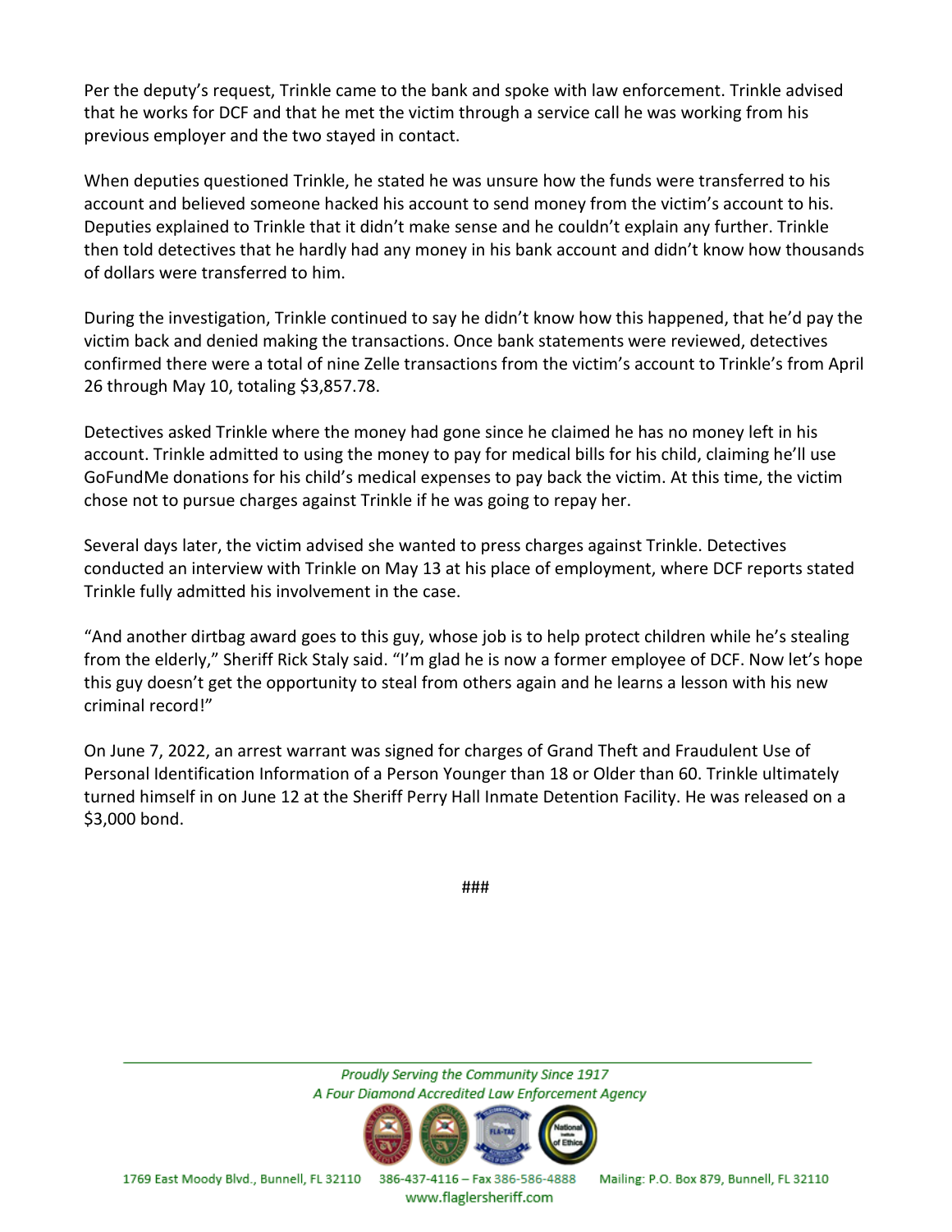Per the deputy's request, Trinkle came to the bank and spoke with law enforcement. Trinkle advised that he works for DCF and that he met the victim through a service call he was working from his previous employer and the two stayed in contact.

When deputies questioned Trinkle, he stated he was unsure how the funds were transferred to his account and believed someone hacked his account to send money from the victim's account to his. Deputies explained to Trinkle that it didn't make sense and he couldn't explain any further. Trinkle then told detectives that he hardly had any money in his bank account and didn't know how thousands of dollars were transferred to him.

During the investigation, Trinkle continued to say he didn't know how this happened, that he'd pay the victim back and denied making the transactions. Once bank statements were reviewed, detectives confirmed there were a total of nine Zelle transactions from the victim's account to Trinkle's from April 26 through May 10, totaling $3,857.78.

Detectives asked Trinkle where the money had gone since he claimed he has no money left in his account. Trinkle admitted to using the money to pay for medical bills for his child, claiming he'll use GoFundMe donations for his child's medical expenses to pay back the victim. At this time, the victim chose not to pursue charges against Trinkle if he was going to repay her.

Several days later, the victim advised she wanted to press charges against Trinkle. Detectives conducted an interview with Trinkle on May 13 at his place of employment, where DCF reports stated Trinkle fully admitted his involvement in the case.

"And another dirtbag award goes to this guy, whose job is to help protect children while he's stealing from the elderly," Sheriff Rick Staly said. "I'm glad he is now a former employee of DCF. Now let's hope this guy doesn't get the opportunity to steal from others again and he learns a lesson with his new criminal record!"

On June 7, 2022, an arrest warrant was signed for charges of Grand Theft and Fraudulent Use of Personal Identification Information of a Person Younger than 18 or Older than 60. Trinkle ultimately turned himself in on June 12 at the Sheriff Perry Hall Inmate Detention Facility. He was released on a $3,000 bond.

###

*Proudly Serving the Community Since 1917*
*A Four Diamond Accredited Law Enforcement Agency*

1769 East Moody Blvd., Bunnell, FL 32110 386-437-4116 – Fax 386-586-4888 Mailing: P.O. Box 879, Bunnell, FL 32110
www.flaglersheriff.com